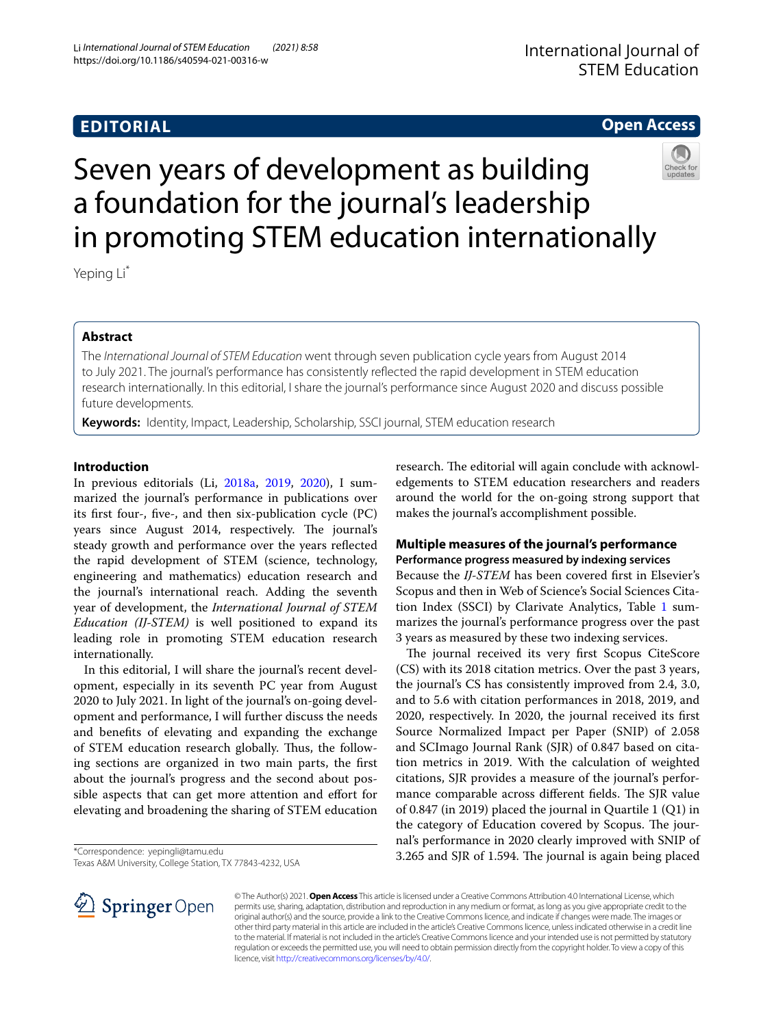EDITORIAL

Open Access

# Seven years of development as building a foundation for the journal's leadership in promoting STEM education internationally

Yeping Li*

## Abstract

The *International Journal of STEM Education* went through seven publication cycle years from August 2014 to July 2021. The journal's performance has consistently reflected the rapid development in STEM education research internationally. In this editorial, I share the journal's performance since August 2020 and discuss possible future developments.

**Keywords:** Identity, Impact, Leadership, Scholarship, SSCI journal, STEM education research

## Introduction

In previous editorials (Li, 2018a, 2019, 2020), I summarized the journal's performance in publications over its first four-, five-, and then six-publication cycle (PC) years since August 2014, respectively. The journal's steady growth and performance over the years reflected the rapid development of STEM (science, technology, engineering and mathematics) education research and the journal's international reach. Adding the seventh year of development, the *International Journal of STEM Education (IJ-STEM)* is well positioned to expand its leading role in promoting STEM education research internationally.

In this editorial, I will share the journal's recent development, especially in its seventh PC year from August 2020 to July 2021. In light of the journal's on-going development and performance, I will further discuss the needs and benefits of elevating and expanding the exchange of STEM education research globally. Thus, the following sections are organized in two main parts, the first about the journal's progress and the second about possible aspects that can get more attention and effort for elevating and broadening the sharing of STEM education research. The editorial will again conclude with acknowledgements to STEM education researchers and readers around the world for the on-going strong support that makes the journal's accomplishment possible.

## Multiple measures of the journal's performance

### Performance progress measured by indexing services

Because the *IJ-STEM* has been covered first in Elsevier's Scopus and then in Web of Science's Social Sciences Citation Index (SSCI) by Clarivate Analytics, Table 1 summarizes the journal's performance progress over the past 3 years as measured by these two indexing services.

The journal received its very first Scopus CiteScore (CS) with its 2018 citation metrics. Over the past 3 years, the journal's CS has consistently improved from 2.4, 3.0, and to 5.6 with citation performances in 2018, 2019, and 2020, respectively. In 2020, the journal received its first Source Normalized Impact per Paper (SNIP) of 2.058 and SCImago Journal Rank (SJR) of 0.847 based on citation metrics in 2019. With the calculation of weighted citations, SJR provides a measure of the journal's performance comparable across different fields. The SJR value of 0.847 (in 2019) placed the journal in Quartile 1 (Q1) in the category of Education covered by Scopus. The journal's performance in 2020 clearly improved with SNIP of 3.265 and SJR of 1.594. The journal is again being placed

*Correspondence: yepingli@tamu.edu
Texas A&M University, College Station, TX 77843-4232, USA

© The Author(s) 2021. **Open Access** This article is licensed under a Creative Commons Attribution 4.0 International License, which permits use, sharing, adaptation, distribution and reproduction in any medium or format, as long as you give appropriate credit to the original author(s) and the source, provide a link to the Creative Commons licence, and indicate if changes were made. The images or other third party material in this article are included in the article's Creative Commons licence, unless indicated otherwise in a credit line to the material. If material is not included in the article's Creative Commons licence and your intended use is not permitted by statutory regulation or exceeds the permitted use, you will need to obtain permission directly from the copyright holder. To view a copy of this licence, visit http://creativecommons.org/licenses/by/4.0/.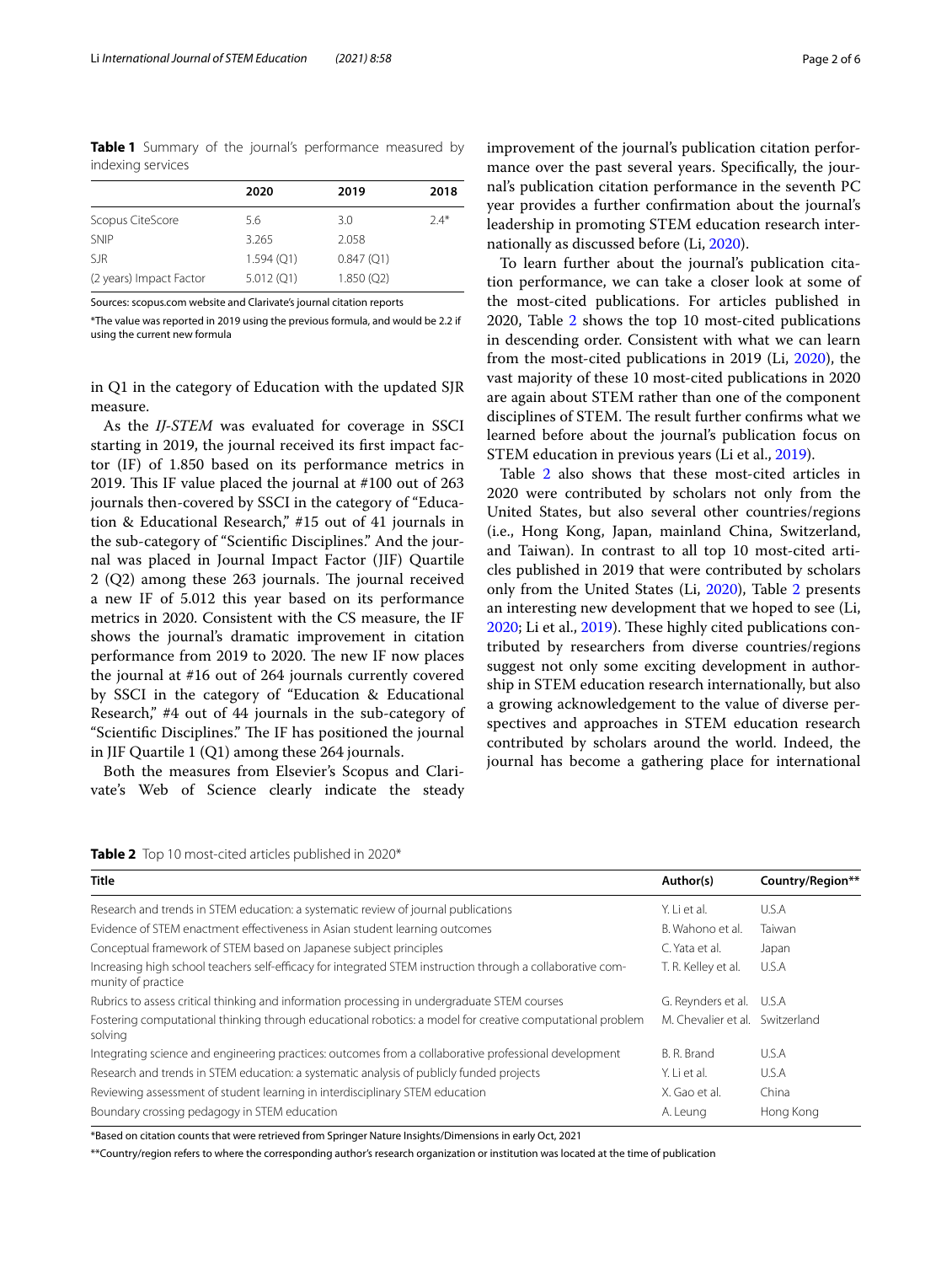**Table 1** Summary of the journal's performance measured by indexing services

| | 2020 | 2019 | 2018 |
|---|---|---|---|
| Scopus CiteScore | 5.6 | 3.0 | 2.4* |
| SNIP | 3.265 | 2.058 | |
| SJR | 1.594 (Q1) | 0.847 (Q1) | |
| (2 years) Impact Factor | 5.012 (Q1) | 1.850 (Q2) | |

Sources: scopus.com website and Clarivate's journal citation reports

*The value was reported in 2019 using the previous formula, and would be 2.2 if using the current new formula

in Q1 in the category of Education with the updated SJR measure.

As the *IJ-STEM* was evaluated for coverage in SSCI starting in 2019, the journal received its first impact factor (IF) of 1.850 based on its performance metrics in 2019. This IF value placed the journal at #100 out of 263 journals then-covered by SSCI in the category of "Education & Educational Research," #15 out of 41 journals in the sub-category of "Scientific Disciplines." And the journal was placed in Journal Impact Factor (JIF) Quartile 2 (Q2) among these 263 journals. The journal received a new IF of 5.012 this year based on its performance metrics in 2020. Consistent with the CS measure, the IF shows the journal's dramatic improvement in citation performance from 2019 to 2020. The new IF now places the journal at #16 out of 264 journals currently covered by SSCI in the category of "Education & Educational Research," #4 out of 44 journals in the sub-category of "Scientific Disciplines." The IF has positioned the journal in JIF Quartile 1 (Q1) among these 264 journals.

Both the measures from Elsevier's Scopus and Clarivate's Web of Science clearly indicate the steady improvement of the journal's publication citation performance over the past several years. Specifically, the journal's publication citation performance in the seventh PC year provides a further confirmation about the journal's leadership in promoting STEM education research internationally as discussed before (Li, 2020).

To learn further about the journal's publication citation performance, we can take a closer look at some of the most-cited publications. For articles published in 2020, Table 2 shows the top 10 most-cited publications in descending order. Consistent with what we can learn from the most-cited publications in 2019 (Li, 2020), the vast majority of these 10 most-cited publications in 2020 are again about STEM rather than one of the component disciplines of STEM. The result further confirms what we learned before about the journal's publication focus on STEM education in previous years (Li et al., 2019).

Table 2 also shows that these most-cited articles in 2020 were contributed by scholars not only from the United States, but also several other countries/regions (i.e., Hong Kong, Japan, mainland China, Switzerland, and Taiwan). In contrast to all top 10 most-cited articles published in 2019 that were contributed by scholars only from the United States (Li, 2020), Table 2 presents an interesting new development that we hoped to see (Li, 2020; Li et al., 2019). These highly cited publications contributed by researchers from diverse countries/regions suggest not only some exciting development in authorship in STEM education research internationally, but also a growing acknowledgement to the value of diverse perspectives and approaches in STEM education research contributed by scholars around the world. Indeed, the journal has become a gathering place for international

**Table 2** Top 10 most-cited articles published in 2020*

| Title | Author(s) | Country/Region** |
|---|---|---|
| Research and trends in STEM education: a systematic review of journal publications | Y. Li et al. | U.S.A |
| Evidence of STEM enactment effectiveness in Asian student learning outcomes | B. Wahono et al. | Taiwan |
| Conceptual framework of STEM based on Japanese subject principles | C. Yata et al. | Japan |
| Increasing high school teachers self-efficacy for integrated STEM instruction through a collaborative community of practice | T. R. Kelley et al. | U.S.A |
| Rubrics to assess critical thinking and information processing in undergraduate STEM courses | G. Reynders et al. | U.S.A |
| Fostering computational thinking through educational robotics: a model for creative computational problem solving | M. Chevalier et al. | Switzerland |
| Integrating science and engineering practices: outcomes from a collaborative professional development | B. R. Brand | U.S.A |
| Research and trends in STEM education: a systematic analysis of publicly funded projects | Y. Li et al. | U.S.A |
| Reviewing assessment of student learning in interdisciplinary STEM education | X. Gao et al. | China |
| Boundary crossing pedagogy in STEM education | A. Leung | Hong Kong |

*Based on citation counts that were retrieved from Springer Nature Insights/Dimensions in early Oct, 2021

**Country/region refers to where the corresponding author's research organization or institution was located at the time of publication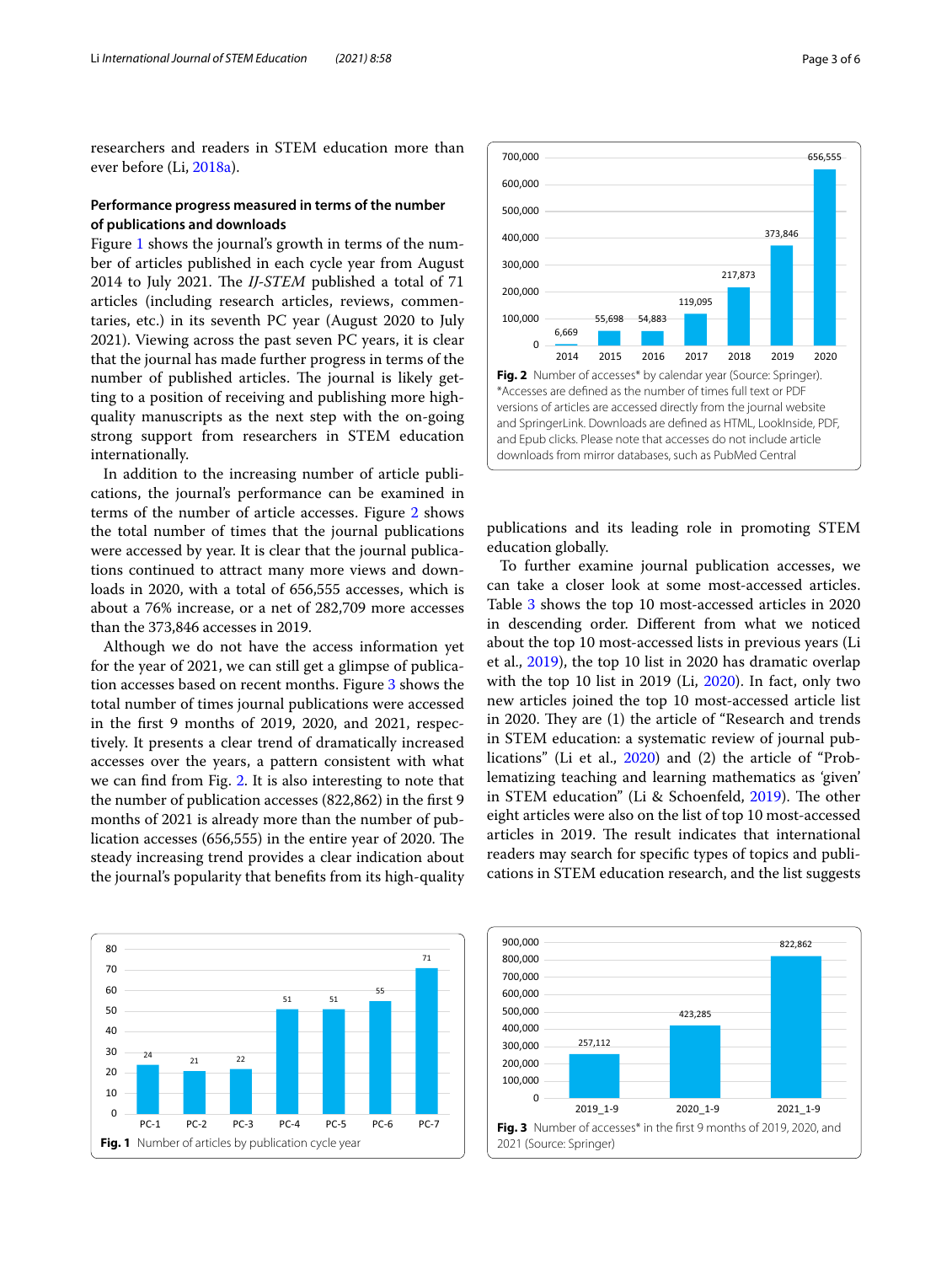researchers and readers in STEM education more than ever before (Li, 2018a).

### Performance progress measured in terms of the number of publications and downloads

Figure 1 shows the journal's growth in terms of the number of articles published in each cycle year from August 2014 to July 2021. The *IJ-STEM* published a total of 71 articles (including research articles, reviews, commentaries, etc.) in its seventh PC year (August 2020 to July 2021). Viewing across the past seven PC years, it is clear that the journal has made further progress in terms of the number of published articles. The journal is likely getting to a position of receiving and publishing more high-quality manuscripts as the next step with the on-going strong support from researchers in STEM education internationally.

In addition to the increasing number of article publications, the journal's performance can be examined in terms of the number of article accesses. Figure 2 shows the total number of times that the journal publications were accessed by year. It is clear that the journal publications continued to attract many more views and downloads in 2020, with a total of 656,555 accesses, which is about a 76% increase, or a net of 282,709 more accesses than the 373,846 accesses in 2019.

Although we do not have the access information yet for the year of 2021, we can still get a glimpse of publication accesses based on recent months. Figure 3 shows the total number of times journal publications were accessed in the first 9 months of 2019, 2020, and 2021, respectively. It presents a clear trend of dramatically increased accesses over the years, a pattern consistent with what we can find from Fig. 2. It is also interesting to note that the number of publication accesses (822,862) in the first 9 months of 2021 is already more than the number of publication accesses (656,555) in the entire year of 2020. The steady increasing trend provides a clear indication about the journal's popularity that benefits from its high-quality publications and its leading role in promoting STEM education globally.

To further examine journal publication accesses, we can take a closer look at some most-accessed articles. Table 3 shows the top 10 most-accessed articles in 2020 in descending order. Different from what we noticed about the top 10 most-accessed lists in previous years (Li et al., 2019), the top 10 list in 2020 has dramatic overlap with the top 10 list in 2019 (Li, 2020). In fact, only two new articles joined the top 10 most-accessed article list in 2020. They are (1) the article of "Research and trends in STEM education: a systematic review of journal publications" (Li et al., 2020) and (2) the article of "Problematizing teaching and learning mathematics as 'given' in STEM education" (Li & Schoenfeld, 2019). The other eight articles were also on the list of top 10 most-accessed articles in 2019. The result indicates that international readers may search for specific types of topics and publications in STEM education research, and the list suggests

| Year | Number of accesses |
|---|---|
| 2014 | 6,669 |
| 2015 | 55,698 |
| 2016 | 54,883 |
| 2017 | 119,095 |
| 2018 | 217,873 |
| 2019 | 373,846 |
| 2020 | 656,555 |

**Fig. 2** Number of accesses* by calendar year (Source: Springer). *Accesses are defined as the number of times full text or PDF versions of articles are accessed directly from the journal website and SpringerLink. Downloads are defined as HTML, LookInside, PDF, and Epub clicks. Please note that accesses do not include article downloads from mirror databases, such as PubMed Central

| Publication cycle year | Number of articles |
|---|---|
| PC-1 | 24 |
| PC-2 | 21 |
| PC-3 | 22 |
| PC-4 | 51 |
| PC-5 | 51 |
| PC-6 | 55 |
| PC-7 | 71 |

**Fig. 1** Number of articles by publication cycle year

| Period | Number of accesses |
|---|---|
| 2019_1-9 | 257,112 |
| 2020_1-9 | 423,285 |
| 2021_1-9 | 822,862 |

**Fig. 3** Number of accesses* in the first 9 months of 2019, 2020, and 2021 (Source: Springer)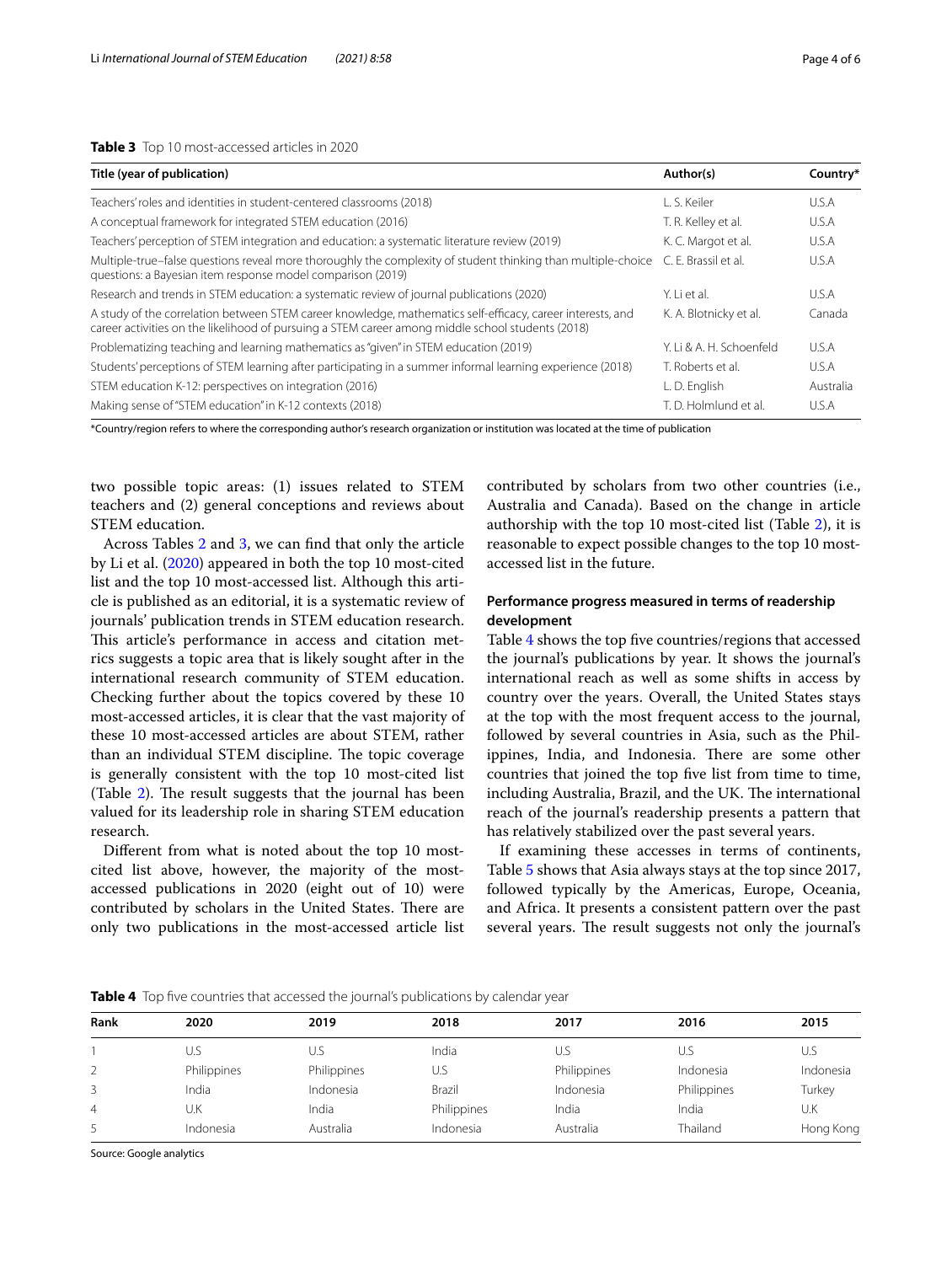**Table 3** Top 10 most-accessed articles in 2020

| Title (year of publication) | Author(s) | Country* |
|---|---|---|
| Teachers' roles and identities in student-centered classrooms (2018) | L. S. Keiler | U.S.A |
| A conceptual framework for integrated STEM education (2016) | T. R. Kelley et al. | U.S.A |
| Teachers' perception of STEM integration and education: a systematic literature review (2019) | K. C. Margot et al. | U.S.A |
| Multiple-true–false questions reveal more thoroughly the complexity of student thinking than multiple-choice questions: a Bayesian item response model comparison (2019) | C. E. Brassil et al. | U.S.A |
| Research and trends in STEM education: a systematic review of journal publications (2020) | Y. Li et al. | U.S.A |
| A study of the correlation between STEM career knowledge, mathematics self-efficacy, career interests, and career activities on the likelihood of pursuing a STEM career among middle school students (2018) | K. A. Blotnicky et al. | Canada |
| Problematizing teaching and learning mathematics as "given" in STEM education (2019) | Y. Li & A. H. Schoenfeld | U.S.A |
| Students' perceptions of STEM learning after participating in a summer informal learning experience (2018) | T. Roberts et al. | U.S.A |
| STEM education K-12: perspectives on integration (2016) | L. D. English | Australia |
| Making sense of "STEM education" in K-12 contexts (2018) | T. D. Holmlund et al. | U.S.A |

*Country/region refers to where the corresponding author's research organization or institution was located at the time of publication

two possible topic areas: (1) issues related to STEM teachers and (2) general conceptions and reviews about STEM education.

Across Tables 2 and 3, we can find that only the article by Li et al. (2020) appeared in both the top 10 most-cited list and the top 10 most-accessed list. Although this article is published as an editorial, it is a systematic review of journals' publication trends in STEM education research. This article's performance in access and citation metrics suggests a topic area that is likely sought after in the international research community of STEM education. Checking further about the topics covered by these 10 most-accessed articles, it is clear that the vast majority of these 10 most-accessed articles are about STEM, rather than an individual STEM discipline. The topic coverage is generally consistent with the top 10 most-cited list (Table 2). The result suggests that the journal has been valued for its leadership role in sharing STEM education research.

Different from what is noted about the top 10 most-cited list above, however, the majority of the most-accessed publications in 2020 (eight out of 10) were contributed by scholars in the United States. There are only two publications in the most-accessed article list contributed by scholars from two other countries (i.e., Australia and Canada). Based on the change in article authorship with the top 10 most-cited list (Table 2), it is reasonable to expect possible changes to the top 10 most-accessed list in the future.

### Performance progress measured in terms of readership development

Table 4 shows the top five countries/regions that accessed the journal's publications by year. It shows the journal's international reach as well as some shifts in access by country over the years. Overall, the United States stays at the top with the most frequent access to the journal, followed by several countries in Asia, such as the Philippines, India, and Indonesia. There are some other countries that joined the top five list from time to time, including Australia, Brazil, and the UK. The international reach of the journal's readership presents a pattern that has relatively stabilized over the past several years.

If examining these accesses in terms of continents, Table 5 shows that Asia always stays at the top since 2017, followed typically by the Americas, Europe, Oceania, and Africa. It presents a consistent pattern over the past several years. The result suggests not only the journal's

**Table 4** Top five countries that accessed the journal's publications by calendar year

| Rank | 2020 | 2019 | 2018 | 2017 | 2016 | 2015 |
|---|---|---|---|---|---|---|
| 1 | U.S | U.S | India | U.S | U.S | U.S |
| 2 | Philippines | Philippines | U.S | Philippines | Indonesia | Indonesia |
| 3 | India | Indonesia | Brazil | Indonesia | Philippines | Turkey |
| 4 | U.K | India | Philippines | India | India | U.K |
| 5 | Indonesia | Australia | Indonesia | Australia | Thailand | Hong Kong |

Source: Google analytics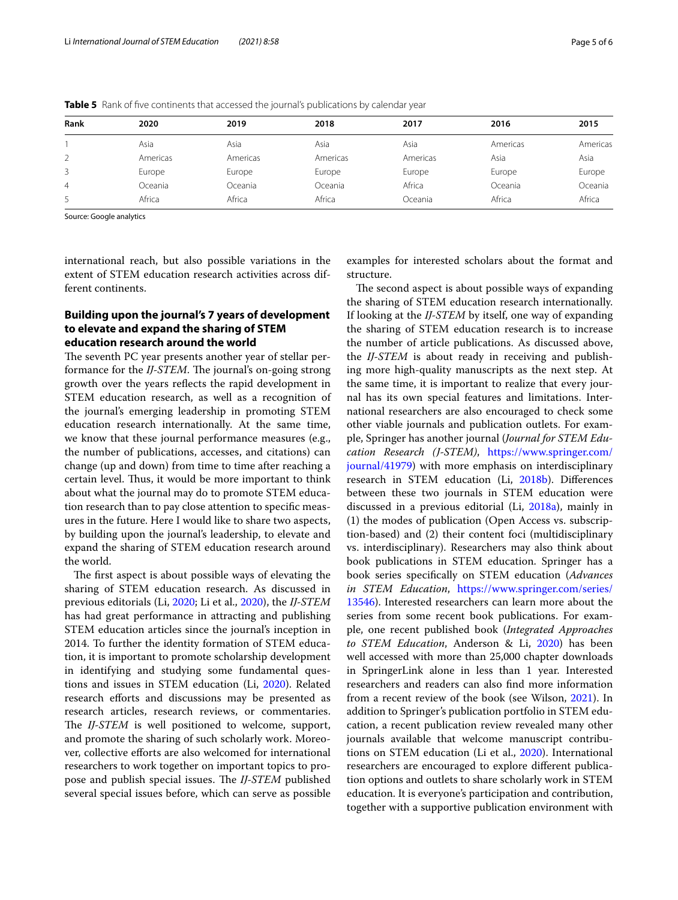**Table 5** Rank of five continents that accessed the journal's publications by calendar year

| Rank | 2020 | 2019 | 2018 | 2017 | 2016 | 2015 |
|---|---|---|---|---|---|---|
| 1 | Asia | Asia | Asia | Asia | Americas | Americas |
| 2 | Americas | Americas | Americas | Americas | Asia | Asia |
| 3 | Europe | Europe | Europe | Europe | Europe | Europe |
| 4 | Oceania | Oceania | Oceania | Africa | Oceania | Oceania |
| 5 | Africa | Africa | Africa | Oceania | Africa | Africa |

Source: Google analytics

international reach, but also possible variations in the extent of STEM education research activities across different continents.

## Building upon the journal's 7 years of development to elevate and expand the sharing of STEM education research around the world

The seventh PC year presents another year of stellar performance for the *IJ-STEM*. The journal's on-going strong growth over the years reflects the rapid development in STEM education research, as well as a recognition of the journal's emerging leadership in promoting STEM education research internationally. At the same time, we know that these journal performance measures (e.g., the number of publications, accesses, and citations) can change (up and down) from time to time after reaching a certain level. Thus, it would be more important to think about what the journal may do to promote STEM education research than to pay close attention to specific measures in the future. Here I would like to share two aspects, by building upon the journal's leadership, to elevate and expand the sharing of STEM education research around the world.

The first aspect is about possible ways of elevating the sharing of STEM education research. As discussed in previous editorials (Li, 2020; Li et al., 2020), the *IJ-STEM* has had great performance in attracting and publishing STEM education articles since the journal's inception in 2014. To further the identity formation of STEM education, it is important to promote scholarship development in identifying and studying some fundamental questions and issues in STEM education (Li, 2020). Related research efforts and discussions may be presented as research articles, research reviews, or commentaries. The *IJ-STEM* is well positioned to welcome, support, and promote the sharing of such scholarly work. Moreover, collective efforts are also welcomed for international researchers to work together on important topics to propose and publish special issues. The *IJ-STEM* published several special issues before, which can serve as possible examples for interested scholars about the format and structure.

The second aspect is about possible ways of expanding the sharing of STEM education research internationally. If looking at the *IJ-STEM* by itself, one way of expanding the sharing of STEM education research is to increase the number of article publications. As discussed above, the *IJ-STEM* is about ready in receiving and publishing more high-quality manuscripts as the next step. At the same time, it is important to realize that every journal has its own special features and limitations. International researchers are also encouraged to check some other viable journals and publication outlets. For example, Springer has another journal (*Journal for STEM Education Research (J-STEM)*, https://www.springer.com/journal/41979) with more emphasis on interdisciplinary research in STEM education (Li, 2018b). Differences between these two journals in STEM education were discussed in a previous editorial (Li, 2018a), mainly in (1) the modes of publication (Open Access vs. subscription-based) and (2) their content foci (multidisciplinary vs. interdisciplinary). Researchers may also think about book publications in STEM education. Springer has a book series specifically on STEM education (*Advances in STEM Education*, https://www.springer.com/series/13546). Interested researchers can learn more about the series from some recent book publications. For example, one recent published book (*Integrated Approaches to STEM Education*, Anderson & Li, 2020) has been well accessed with more than 25,000 chapter downloads in SpringerLink alone in less than 1 year. Interested researchers and readers can also find more information from a recent review of the book (see Wilson, 2021). In addition to Springer's publication portfolio in STEM education, a recent publication review revealed many other journals available that welcome manuscript contributions on STEM education (Li et al., 2020). International researchers are encouraged to explore different publication options and outlets to share scholarly work in STEM education. It is everyone's participation and contribution, together with a supportive publication environment with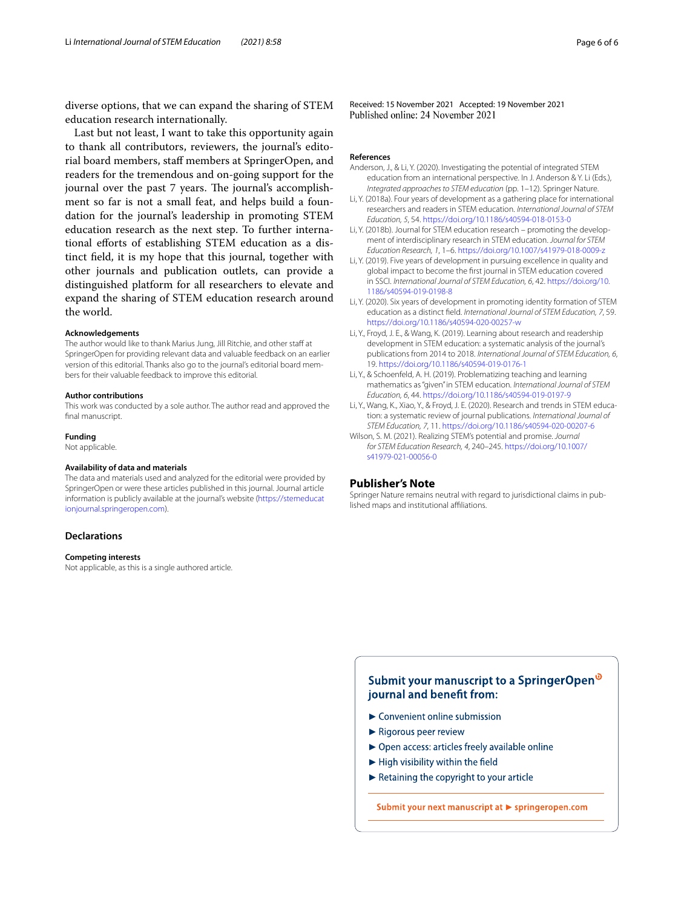diverse options, that we can expand the sharing of STEM education research internationally.

Last but not least, I want to take this opportunity again to thank all contributors, reviewers, the journal's editorial board members, staff members at SpringerOpen, and readers for the tremendous and on-going support for the journal over the past 7 years. The journal's accomplishment so far is not a small feat, and helps build a foundation for the journal's leadership in promoting STEM education research as the next step. To further international efforts of establishing STEM education as a distinct field, it is my hope that this journal, together with other journals and publication outlets, can provide a distinguished platform for all researchers to elevate and expand the sharing of STEM education research around the world.

#### Acknowledgements
The author would like to thank Marius Jung, Jill Ritchie, and other staff at SpringerOpen for providing relevant data and valuable feedback on an earlier version of this editorial. Thanks also go to the journal's editorial board members for their valuable feedback to improve this editorial.

#### Author contributions
This work was conducted by a sole author. The author read and approved the final manuscript.

#### Funding
Not applicable.

#### Availability of data and materials
The data and materials used and analyzed for the editorial were provided by SpringerOpen or were these articles published in this journal. Journal article information is publicly available at the journal's website (https://stemeducationjournal.springeropen.com).

### Declarations

#### Competing interests
Not applicable, as this is a single authored article.

Received: 15 November 2021 Accepted: 19 November 2021
Published online: 24 November 2021

#### References
Anderson, J., & Li, Y. (2020). Investigating the potential of integrated STEM education from an international perspective. In J. Anderson & Y. Li (Eds.), *Integrated approaches to STEM education* (pp. 1–12). Springer Nature.

Li, Y. (2018a). Four years of development as a gathering place for international researchers and readers in STEM education. *International Journal of STEM Education, 5*, 54. https://doi.org/10.1186/s40594-018-0153-0

Li, Y. (2018b). Journal for STEM education research – promoting the development of interdisciplinary research in STEM education. *Journal for STEM Education Research, 1*, 1–6. https://doi.org/10.1007/s41979-018-0009-z

Li, Y. (2019). Five years of development in pursuing excellence in quality and global impact to become the first journal in STEM education covered in SSCI. *International Journal of STEM Education, 6*, 42. https://doi.org/10.1186/s40594-019-0198-8

Li, Y. (2020). Six years of development in promoting identity formation of STEM education as a distinct field. *International Journal of STEM Education, 7*, 59. https://doi.org/10.1186/s40594-020-00257-w

Li, Y., Froyd, J. E., & Wang, K. (2019). Learning about research and readership development in STEM education: a systematic analysis of the journal's publications from 2014 to 2018. *International Journal of STEM Education, 6*, 19. https://doi.org/10.1186/s40594-019-0176-1

Li, Y., & Schoenfeld, A. H. (2019). Problematizing teaching and learning mathematics as "given" in STEM education. *International Journal of STEM Education, 6*, 44. https://doi.org/10.1186/s40594-019-0197-9

Li, Y., Wang, K., Xiao, Y., & Froyd, J. E. (2020). Research and trends in STEM education: a systematic review of journal publications. *International Journal of STEM Education, 7*, 11. https://doi.org/10.1186/s40594-020-00207-6

Wilson, S. M. (2021). Realizing STEM's potential and promise. *Journal for STEM Education Research, 4*, 240–245. https://doi.org/10.1007/s41979-021-00056-0

### Publisher's Note
Springer Nature remains neutral with regard to jurisdictional claims in published maps and institutional affiliations.

**Submit your manuscript to a SpringerOpen journal and benefit from:**

- Convenient online submission
- Rigorous peer review
- Open access: articles freely available online
- High visibility within the field
- Retaining the copyright to your article

**Submit your next manuscript at ▶ springeropen.com**